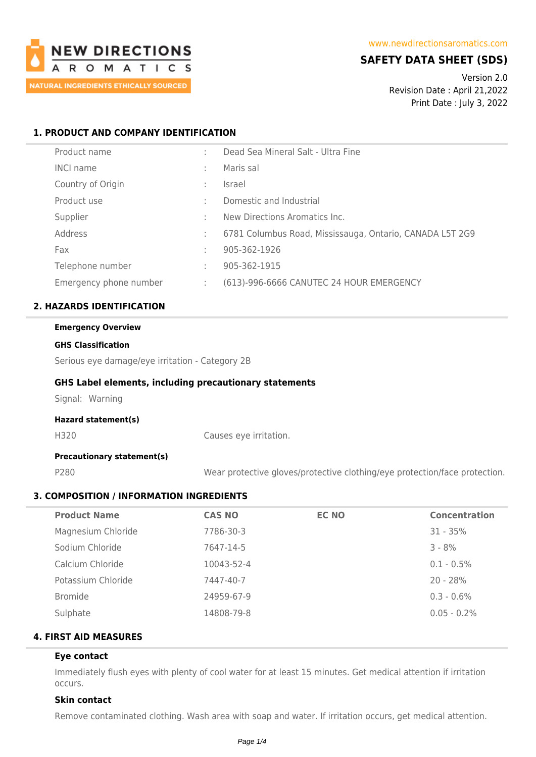NEW DIRECTIONS AROMATICS
NATURAL INGREDIENTS ETHICALLY SOURCED

www.newdirectionsaromatics.com

# SAFETY DATA SHEET (SDS)

Version 2.0
Revision Date : April 21,2022
Print Date : July 3, 2022

## 1. PRODUCT AND COMPANY IDENTIFICATION

| | | |
|---|---|---|
| Product name | : | Dead Sea Mineral Salt - Ultra Fine |
| INCI name | : | Maris sal |
| Country of Origin | : | Israel |
| Product use | : | Domestic and Industrial |
| Supplier | : | New Directions Aromatics Inc. |
| Address | : | 6781 Columbus Road, Mississauga, Ontario, CANADA L5T 2G9 |
| Fax | : | 905-362-1926 |
| Telephone number | : | 905-362-1915 |
| Emergency phone number | : | (613)-996-6666 CANUTEC 24 HOUR EMERGENCY |

## 2. HAZARDS IDENTIFICATION

**Emergency Overview**

**GHS Classification**

Serious eye damage/eye irritation - Category 2B

### GHS Label elements, including precautionary statements

Signal: Warning

**Hazard statement(s)**

H320 Causes eye irritation.

**Precautionary statement(s)**

P280 Wear protective gloves/protective clothing/eye protection/face protection.

## 3. COMPOSITION / INFORMATION INGREDIENTS

| Product Name | CAS NO | EC NO | Concentration |
|---|---|---|---|
| Magnesium Chloride | 7786-30-3 | | 31 - 35% |
| Sodium Chloride | 7647-14-5 | | 3 - 8% |
| Calcium Chloride | 10043-52-4 | | 0.1 - 0.5% |
| Potassium Chloride | 7447-40-7 | | 20 - 28% |
| Bromide | 24959-67-9 | | 0.3 - 0.6% |
| Sulphate | 14808-79-8 | | 0.05 - 0.2% |

## 4. FIRST AID MEASURES

### Eye contact

Immediately flush eyes with plenty of cool water for at least 15 minutes. Get medical attention if irritation occurs.

### Skin contact

Remove contaminated clothing. Wash area with soap and water. If irritation occurs, get medical attention.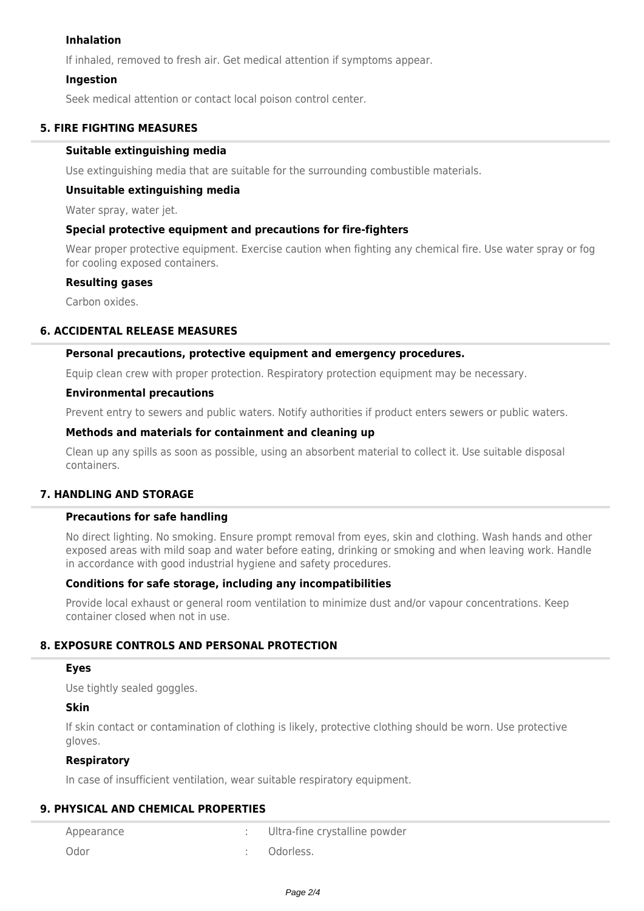### Inhalation

If inhaled, removed to fresh air. Get medical attention if symptoms appear.

### Ingestion

Seek medical attention or contact local poison control center.

## 5. FIRE FIGHTING MEASURES

### Suitable extinguishing media

Use extinguishing media that are suitable for the surrounding combustible materials.

### Unsuitable extinguishing media

Water spray, water jet.

### Special protective equipment and precautions for fire-fighters

Wear proper protective equipment. Exercise caution when fighting any chemical fire. Use water spray or fog for cooling exposed containers.

### Resulting gases

Carbon oxides.

## 6. ACCIDENTAL RELEASE MEASURES

### Personal precautions, protective equipment and emergency procedures.

Equip clean crew with proper protection. Respiratory protection equipment may be necessary.

### Environmental precautions

Prevent entry to sewers and public waters. Notify authorities if product enters sewers or public waters.

### Methods and materials for containment and cleaning up

Clean up any spills as soon as possible, using an absorbent material to collect it. Use suitable disposal containers.

## 7. HANDLING AND STORAGE

### Precautions for safe handling

No direct lighting. No smoking. Ensure prompt removal from eyes, skin and clothing. Wash hands and other exposed areas with mild soap and water before eating, drinking or smoking and when leaving work. Handle in accordance with good industrial hygiene and safety procedures.

### Conditions for safe storage, including any incompatibilities

Provide local exhaust or general room ventilation to minimize dust and/or vapour concentrations. Keep container closed when not in use.

## 8. EXPOSURE CONTROLS AND PERSONAL PROTECTION

### Eyes

Use tightly sealed goggles.

### Skin

If skin contact or contamination of clothing is likely, protective clothing should be worn. Use protective gloves.

### Respiratory

In case of insufficient ventilation, wear suitable respiratory equipment.

## 9. PHYSICAL AND CHEMICAL PROPERTIES

| | | |
|---|---|---|
| Appearance | : | Ultra-fine crystalline powder |
| Odor | : | Odorless. |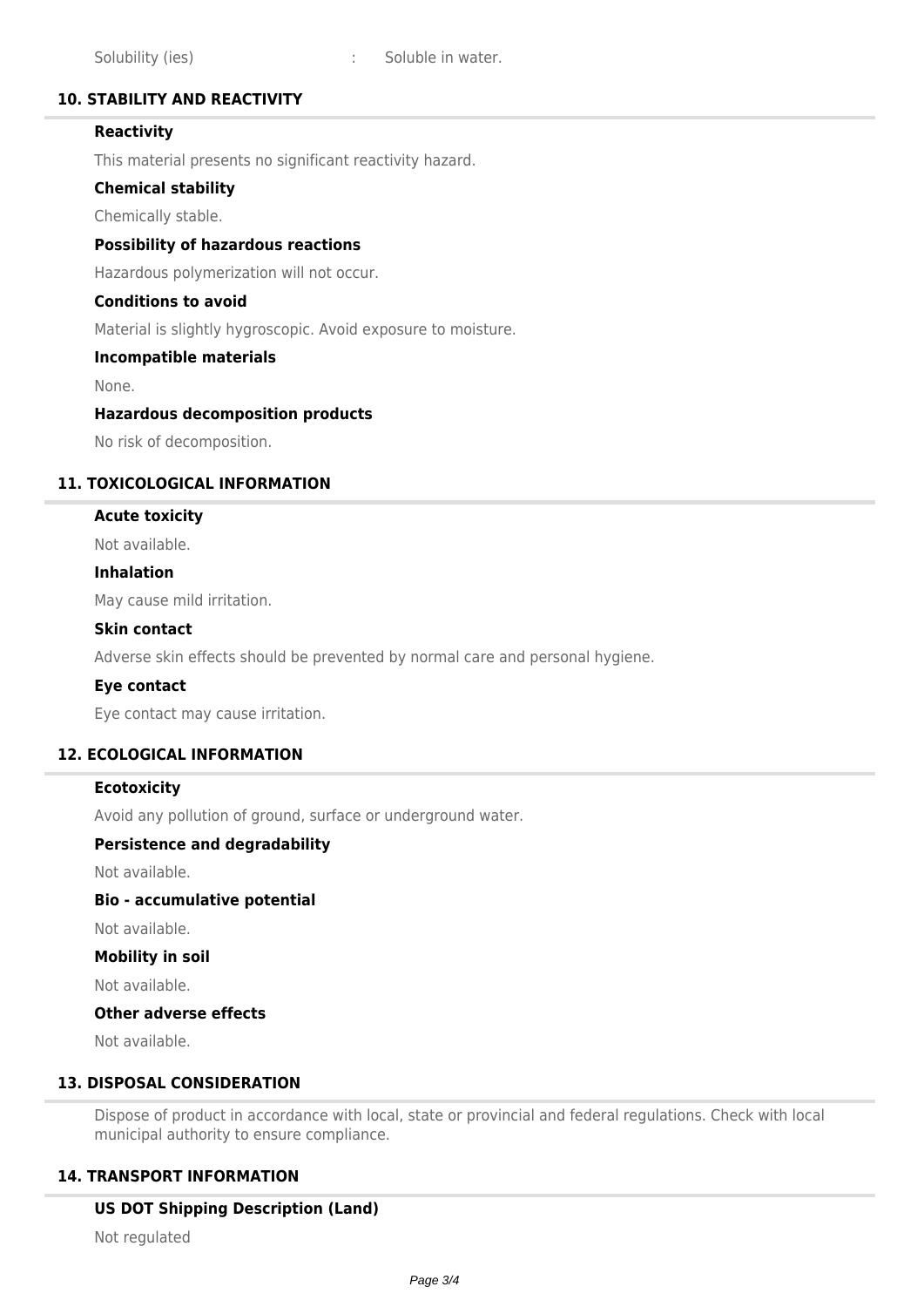Solubility (ies) : Soluble in water.

## 10. STABILITY AND REACTIVITY

### Reactivity

This material presents no significant reactivity hazard.

### Chemical stability

Chemically stable.

### Possibility of hazardous reactions

Hazardous polymerization will not occur.

### Conditions to avoid

Material is slightly hygroscopic. Avoid exposure to moisture.

### Incompatible materials

None.

### Hazardous decomposition products

No risk of decomposition.

## 11. TOXICOLOGICAL INFORMATION

### Acute toxicity

Not available.

### Inhalation

May cause mild irritation.

### Skin contact

Adverse skin effects should be prevented by normal care and personal hygiene.

### Eye contact

Eye contact may cause irritation.

## 12. ECOLOGICAL INFORMATION

### Ecotoxicity

Avoid any pollution of ground, surface or underground water.

### Persistence and degradability

Not available.

### Bio - accumulative potential

Not available.

### Mobility in soil

Not available.

### Other adverse effects

Not available.

## 13. DISPOSAL CONSIDERATION

Dispose of product in accordance with local, state or provincial and federal regulations. Check with local municipal authority to ensure compliance.

## 14. TRANSPORT INFORMATION

### US DOT Shipping Description (Land)

Not regulated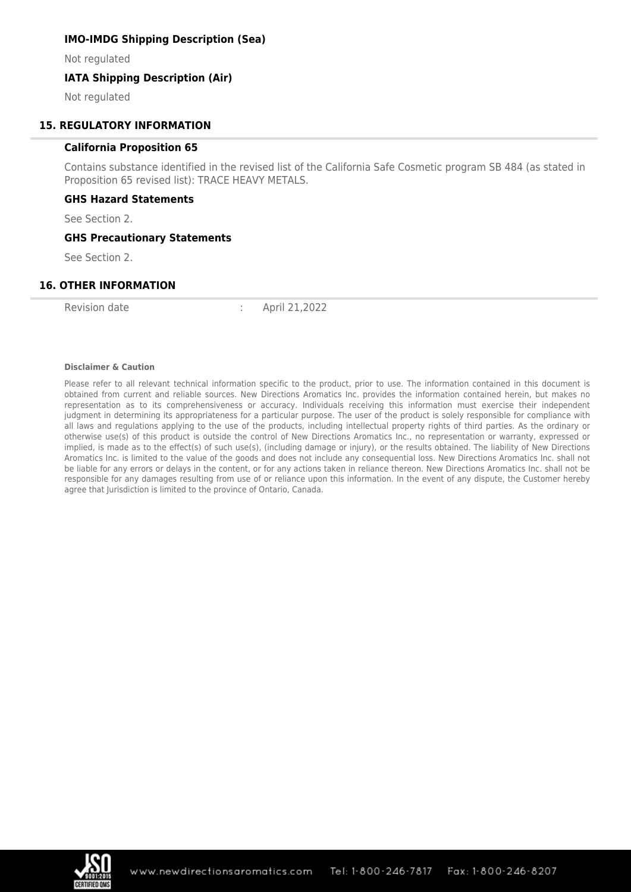### IMO-IMDG Shipping Description (Sea)

Not regulated

### IATA Shipping Description (Air)

Not regulated

## 15. REGULATORY INFORMATION

### California Proposition 65

Contains substance identified in the revised list of the California Safe Cosmetic program SB 484 (as stated in Proposition 65 revised list): TRACE HEAVY METALS.

### GHS Hazard Statements

See Section 2.

### GHS Precautionary Statements

See Section 2.

## 16. OTHER INFORMATION

| | | |
|---|---|---|
| Revision date | : | April 21,2022 |

**Disclaimer & Caution**

Please refer to all relevant technical information specific to the product, prior to use. The information contained in this document is obtained from current and reliable sources. New Directions Aromatics Inc. provides the information contained herein, but makes no representation as to its comprehensiveness or accuracy. Individuals receiving this information must exercise their independent judgment in determining its appropriateness for a particular purpose. The user of the product is solely responsible for compliance with all laws and regulations applying to the use of the products, including intellectual property rights of third parties. As the ordinary or otherwise use(s) of this product is outside the control of New Directions Aromatics Inc., no representation or warranty, expressed or implied, is made as to the effect(s) of such use(s), (including damage or injury), or the results obtained. The liability of New Directions Aromatics Inc. is limited to the value of the goods and does not include any consequential loss. New Directions Aromatics Inc. shall not be liable for any errors or delays in the content, or for any actions taken in reliance thereon. New Directions Aromatics Inc. shall not be responsible for any damages resulting from use of or reliance upon this information. In the event of any dispute, the Customer hereby agree that Jurisdiction is limited to the province of Ontario, Canada.